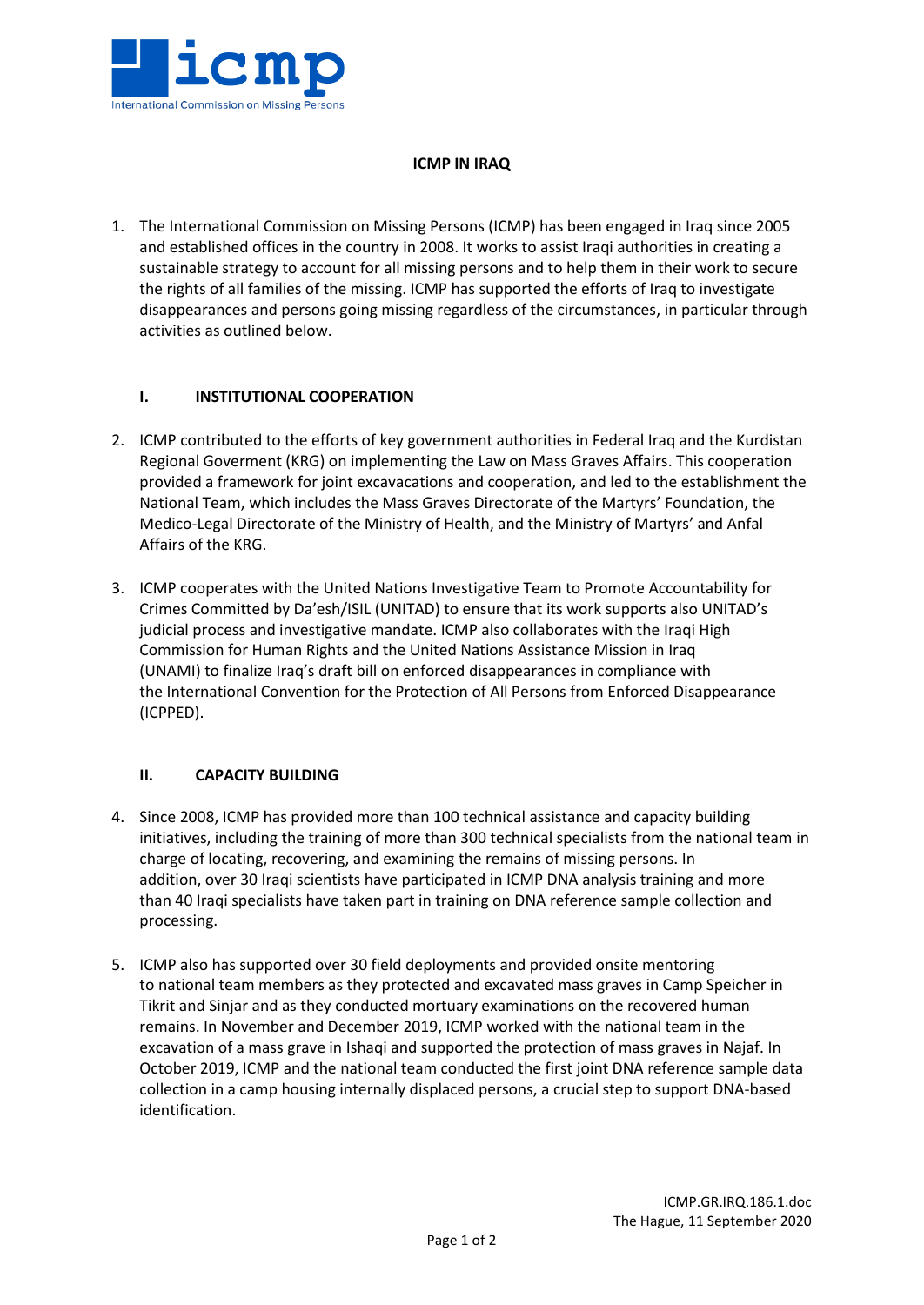# ICMP IN IRAQ

1. The International Commission on Missing Persons (ICMP) has been engaged in Iraq since 2005 and established offices in the country in 2008. It works to assist Iraqi authorities in creating a sustainable strategy to account for all missing persons and to help them in their work to secure the rights of all families of the missing. ICMP has supported the efforts of Iraq to investigate disappearances and persons going missing regardless of the circumstances, in particular through activities as outlined below.

## I. INSTITUTIONAL COOPERATION

2. ICMP contributed to the efforts of key government authorities in Federal Iraq and the Kurdistan Regional Goverment (KRG) on implementing the Law on Mass Graves Affairs. This cooperation provided a framework for joint excavactions and cooperation, and led to the establishment the National Team, which includes the Mass Graves Directorate of the Martyrs' Foundation, the Medico-Legal Directorate of the Ministry of Health, and the Ministry of Martyrs' and Anfal Affairs of the KRG.

3. ICMP cooperates with the United Nations Investigative Team to Promote Accountability for Crimes Committed by Da'esh/ISIL (UNITAD) to ensure that its work supports also UNITAD's judicial process and investigative mandate. ICMP also collaborates with the Iraqi High Commission for Human Rights and the United Nations Assistance Mission in Iraq (UNAMI) to finalize Iraq's draft bill on enforced disappearances in compliance with the International Convention for the Protection of All Persons from Enforced Disappearance (ICPPED).

## II. CAPACITY BUILDING

4. Since 2008, ICMP has provided more than 100 technical assistance and capacity building initiatives, including the training of more than 300 technical specialists from the national team in charge of locating, recovering, and examining the remains of missing persons. In addition, over 30 Iraqi scientists have participated in ICMP DNA analysis training and more than 40 Iraqi specialists have taken part in training on DNA reference sample collection and processing.

5. ICMP also has supported over 30 field deployments and provided onsite mentoring to national team members as they protected and excavated mass graves in Camp Speicher in Tikrit and Sinjar and as they conducted mortuary examinations on the recovered human remains. In November and December 2019, ICMP worked with the national team in the excavation of a mass grave in Ishaqi and supported the protection of mass graves in Najaf. In October 2019, ICMP and the national team conducted the first joint DNA reference sample data collection in a camp housing internally displaced persons, a crucial step to support DNA-based identification.

ICMP.GR.IRQ.186.1.doc
The Hague, 11 September 2020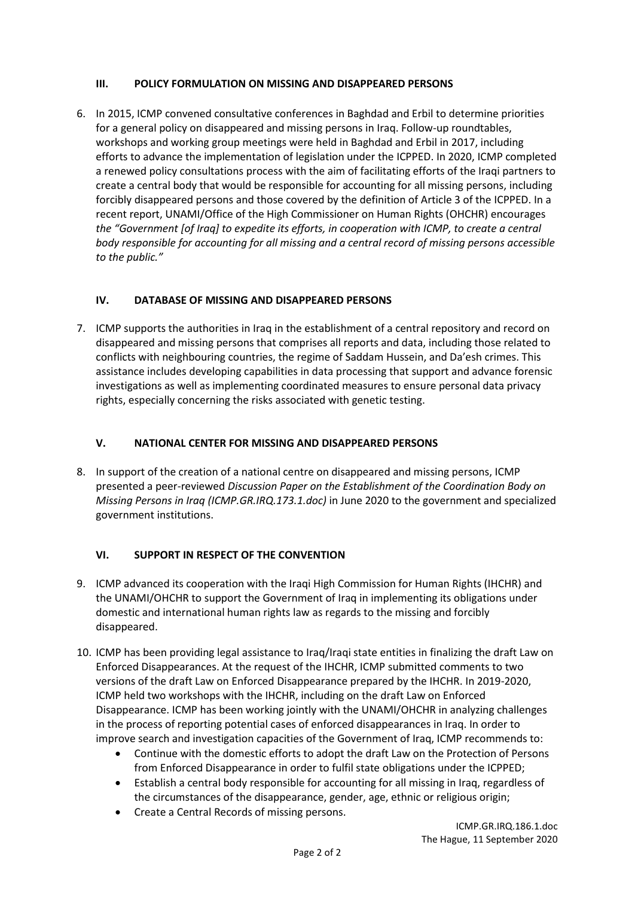## III. POLICY FORMULATION ON MISSING AND DISAPPEARED PERSONS

6. In 2015, ICMP convened consultative conferences in Baghdad and Erbil to determine priorities for a general policy on disappeared and missing persons in Iraq. Follow-up roundtables, workshops and working group meetings were held in Baghdad and Erbil in 2017, including efforts to advance the implementation of legislation under the ICPPED. In 2020, ICMP completed a renewed policy consultations process with the aim of facilitating efforts of the Iraqi partners to create a central body that would be responsible for accounting for all missing persons, including forcibly disappeared persons and those covered by the definition of Article 3 of the ICPPED. In a recent report, UNAMI/Office of the High Commissioner on Human Rights (OHCHR) encourages *the "Government [of Iraq] to expedite its efforts, in cooperation with ICMP, to create a central body responsible for accounting for all missing and a central record of missing persons accessible to the public."*

## IV. DATABASE OF MISSING AND DISAPPEARED PERSONS

7. ICMP supports the authorities in Iraq in the establishment of a central repository and record on disappeared and missing persons that comprises all reports and data, including those related to conflicts with neighbouring countries, the regime of Saddam Hussein, and Da'esh crimes. This assistance includes developing capabilities in data processing that support and advance forensic investigations as well as implementing coordinated measures to ensure personal data privacy rights, especially concerning the risks associated with genetic testing.

## V. NATIONAL CENTER FOR MISSING AND DISAPPEARED PERSONS

8. In support of the creation of a national centre on disappeared and missing persons, ICMP presented a peer-reviewed *Discussion Paper on the Establishment of the Coordination Body on Missing Persons in Iraq (ICMP.GR.IRQ.173.1.doc)* in June 2020 to the government and specialized government institutions.

## VI. SUPPORT IN RESPECT OF THE CONVENTION

9. ICMP advanced its cooperation with the Iraqi High Commission for Human Rights (IHCHR) and the UNAMI/OHCHR to support the Government of Iraq in implementing its obligations under domestic and international human rights law as regards to the missing and forcibly disappeared.

10. ICMP has been providing legal assistance to Iraq/Iraqi state entities in finalizing the draft Law on Enforced Disappearances. At the request of the IHCHR, ICMP submitted comments to two versions of the draft Law on Enforced Disappearance prepared by the IHCHR. In 2019-2020, ICMP held two workshops with the IHCHR, including on the draft Law on Enforced Disappearance. ICMP has been working jointly with the UNAMI/OHCHR in analyzing challenges in the process of reporting potential cases of enforced disappearances in Iraq. In order to improve search and investigation capacities of the Government of Iraq, ICMP recommends to:
    - Continue with the domestic efforts to adopt the draft Law on the Protection of Persons from Enforced Disappearance in order to fulfil state obligations under the ICPPED;
    - Establish a central body responsible for accounting for all missing in Iraq, regardless of the circumstances of the disappearance, gender, age, ethnic or religious origin;
    - Create a Central Records of missing persons.

ICMP.GR.IRQ.186.1.doc
The Hague, 11 September 2020